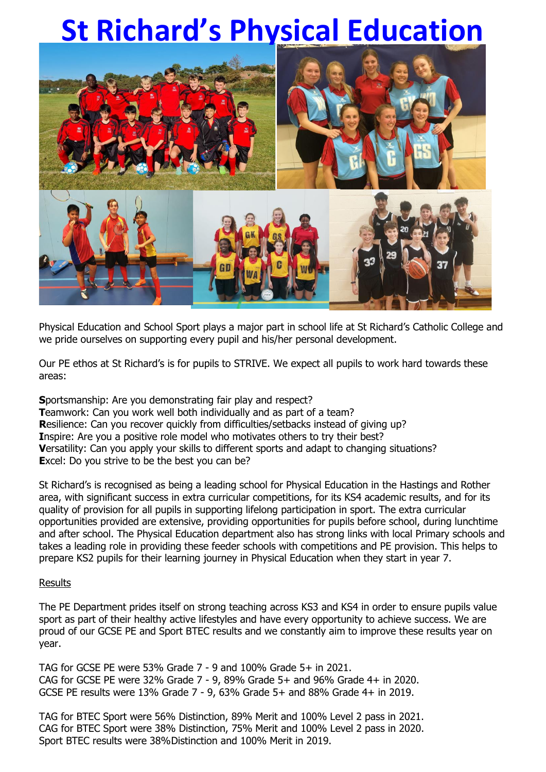# St Richard's Physical Education

Physical Education and School Sport plays a major part in school life at St Richard's Catholic College and we pride ourselves on supporting every pupil and his/her personal development.

Our PE ethos at St Richard's is for pupils to STRIVE. We expect all pupils to work hard towards these areas:

**S**portsmanship: Are you demonstrating fair play and respect?
**T**eamwork: Can you work well both individually and as part of a team?
**R**esilience: Can you recover quickly from difficulties/setbacks instead of giving up?
**I**nspire: Are you a positive role model who motivates others to try their best?
**V**ersatility: Can you apply your skills to different sports and adapt to changing situations?
**E**xcel: Do you strive to be the best you can be?

St Richard's is recognised as being a leading school for Physical Education in the Hastings and Rother area, with significant success in extra curricular competitions, for its KS4 academic results, and for its quality of provision for all pupils in supporting lifelong participation in sport. The extra curricular opportunities provided are extensive, providing opportunities for pupils before school, during lunchtime and after school. The Physical Education department also has strong links with local Primary schools and takes a leading role in providing these feeder schools with competitions and PE provision. This helps to prepare KS2 pupils for their learning journey in Physical Education when they start in year 7.

Results

The PE Department prides itself on strong teaching across KS3 and KS4 in order to ensure pupils value sport as part of their healthy active lifestyles and have every opportunity to achieve success. We are proud of our GCSE PE and Sport BTEC results and we constantly aim to improve these results year on year.

TAG for GCSE PE were 53% Grade 7 - 9 and 100% Grade 5+ in 2021.
CAG for GCSE PE were 32% Grade 7 - 9, 89% Grade 5+ and 96% Grade 4+ in 2020.
GCSE PE results were 13% Grade 7 - 9, 63% Grade 5+ and 88% Grade 4+ in 2019.

TAG for BTEC Sport were 56% Distinction, 89% Merit and 100% Level 2 pass in 2021.
CAG for BTEC Sport were 38% Distinction, 75% Merit and 100% Level 2 pass in 2020.
Sport BTEC results were 38%Distinction and 100% Merit in 2019.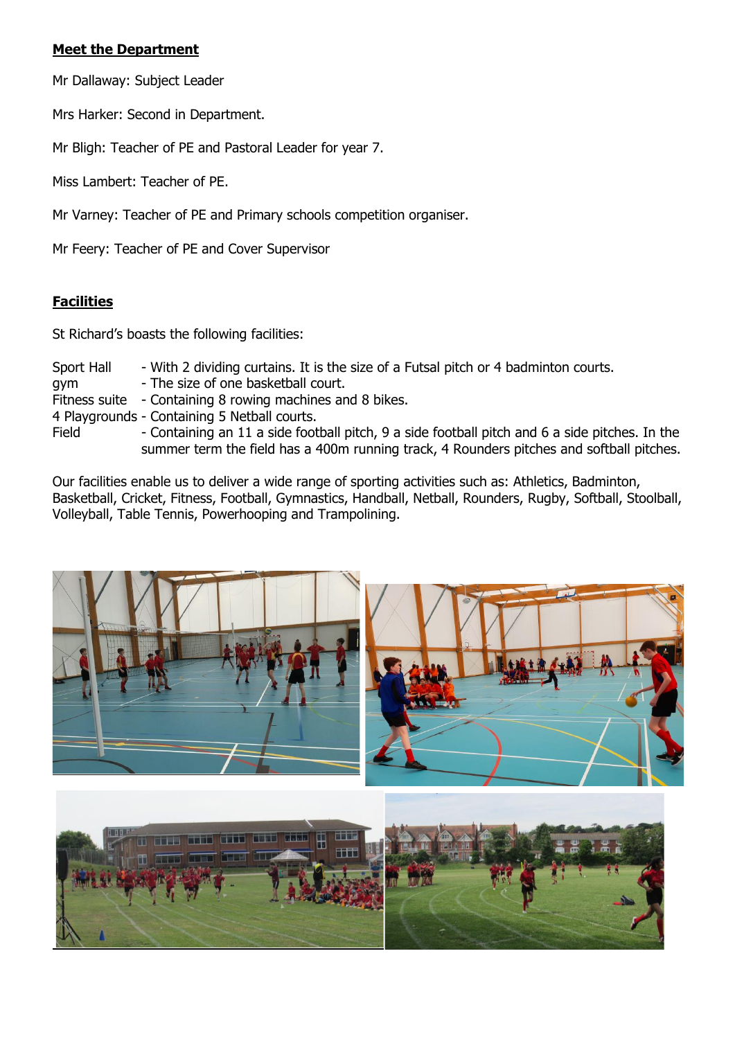**Meet the Department**

Mr Dallaway: Subject Leader

Mrs Harker: Second in Department.

Mr Bligh: Teacher of PE and Pastoral Leader for year 7.

Miss Lambert: Teacher of PE.

Mr Varney: Teacher of PE and Primary schools competition organiser.

Mr Feery: Teacher of PE and Cover Supervisor

**Facilities**

St Richard's boasts the following facilities:

| | |
|---|---|
| Sport Hall | - With 2 dividing curtains. It is the size of a Futsal pitch or 4 badminton courts. |
| gym | - The size of one basketball court. |
| Fitness suite | - Containing 8 rowing machines and 8 bikes. |
| 4 Playgrounds | - Containing 5 Netball courts. |
| Field | - Containing an 11 a side football pitch, 9 a side football pitch and 6 a side pitches. In the summer term the field has a 400m running track, 4 Rounders pitches and softball pitches. |

Our facilities enable us to deliver a wide range of sporting activities such as: Athletics, Badminton, Basketball, Cricket, Fitness, Football, Gymnastics, Handball, Netball, Rounders, Rugby, Softball, Stoolball, Volleyball, Table Tennis, Powerhooping and Trampolining.